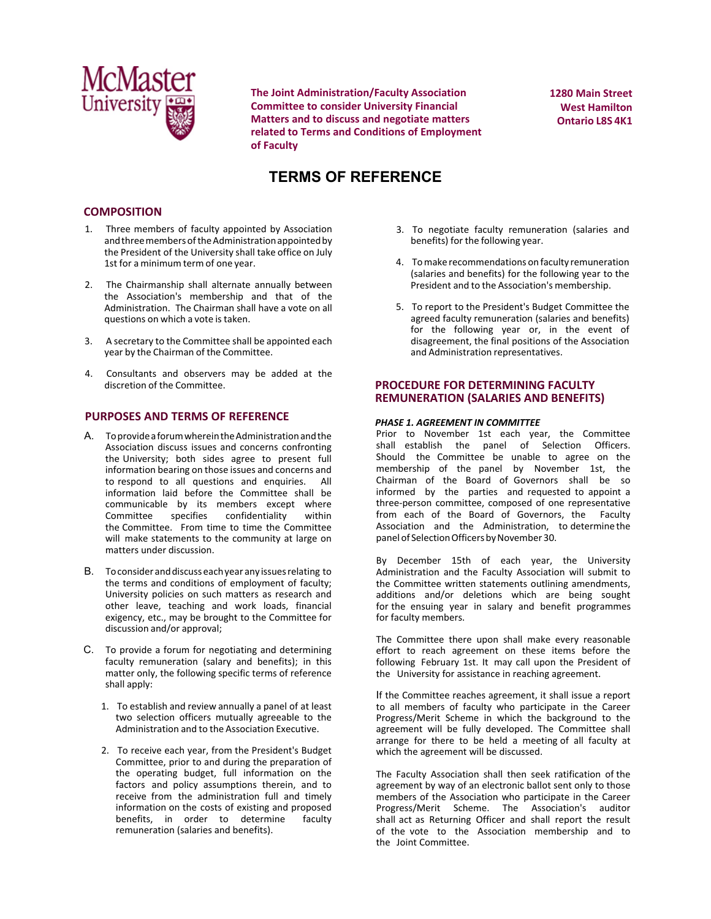McMaster University

**The Joint Administration/Faculty Association Committee to consider University Financial Matters and to discuss and negotiate matters related to Terms and Conditions of Employment of Faculty**

**1280 Main Street**
**West Hamilton**
**Ontario L8S 4K1**

# TERMS OF REFERENCE

## COMPOSITION

1. Three members of faculty appointed by Association and three members of the Administration appointed by the President of the University shall take office on July 1st for a minimum term of one year.

2. The Chairmanship shall alternate annually between the Association's membership and that of the Administration. The Chairman shall have a vote on all questions on which a vote is taken.

3. A secretary to the Committee shall be appointed each year by the Chairman of the Committee.

4. Consultants and observers may be added at the discretion of the Committee.

## PURPOSES AND TERMS OF REFERENCE

A. To provide a forum wherein the Administration and the Association discuss issues and concerns confronting the University; both sides agree to present full information bearing on those issues and concerns and to respond to all questions and enquiries. All information laid before the Committee shall be communicable by its members except where Committee specifies confidentiality within the Committee. From time to time the Committee will make statements to the community at large on matters under discussion.

B. To consider and discuss each year any issues relating to the terms and conditions of employment of faculty; University policies on such matters as research and other leave, teaching and work loads, financial exigency, etc., may be brought to the Committee for discussion and/or approval;

C. To provide a forum for negotiating and determining faculty remuneration (salary and benefits); in this matter only, the following specific terms of reference shall apply:

   1. To establish and review annually a panel of at least two selection officers mutually agreeable to the Administration and to the Association Executive.

   2. To receive each year, from the President's Budget Committee, prior to and during the preparation of the operating budget, full information on the factors and policy assumptions therein, and to receive from the administration full and timely information on the costs of existing and proposed benefits, in order to determine faculty remuneration (salaries and benefits).

   3. To negotiate faculty remuneration (salaries and benefits) for the following year.

   4. To make recommendations on faculty remuneration (salaries and benefits) for the following year to the President and to the Association's membership.

   5. To report to the President's Budget Committee the agreed faculty remuneration (salaries and benefits) for the following year or, in the event of disagreement, the final positions of the Association and Administration representatives.

## PROCEDURE FOR DETERMINING FACULTY REMUNERATION (SALARIES AND BENEFITS)

***PHASE 1. AGREEMENT IN COMMITTEE***

Prior to November 1st each year, the Committee shall establish the panel of Selection Officers. Should the Committee be unable to agree on the membership of the panel by November 1st, the Chairman of the Board of Governors shall be so informed by the parties and requested to appoint a three-person committee, composed of one representative from each of the Board of Governors, the Faculty Association and the Administration, to determine the panel of Selection Officers by November 30.

By December 15th of each year, the University Administration and the Faculty Association will submit to the Committee written statements outlining amendments, additions and/or deletions which are being sought for the ensuing year in salary and benefit programmes for faculty members.

The Committee there upon shall make every reasonable effort to reach agreement on these items before the following February 1st. It may call upon the President of the University for assistance in reaching agreement.

If the Committee reaches agreement, it shall issue a report to all members of faculty who participate in the Career Progress/Merit Scheme in which the background to the agreement will be fully developed. The Committee shall arrange for there to be held a meeting of all faculty at which the agreement will be discussed.

The Faculty Association shall then seek ratification of the agreement by way of an electronic ballot sent only to those members of the Association who participate in the Career Progress/Merit Scheme. The Association's auditor shall act as Returning Officer and shall report the result of the vote to the Association membership and to the Joint Committee.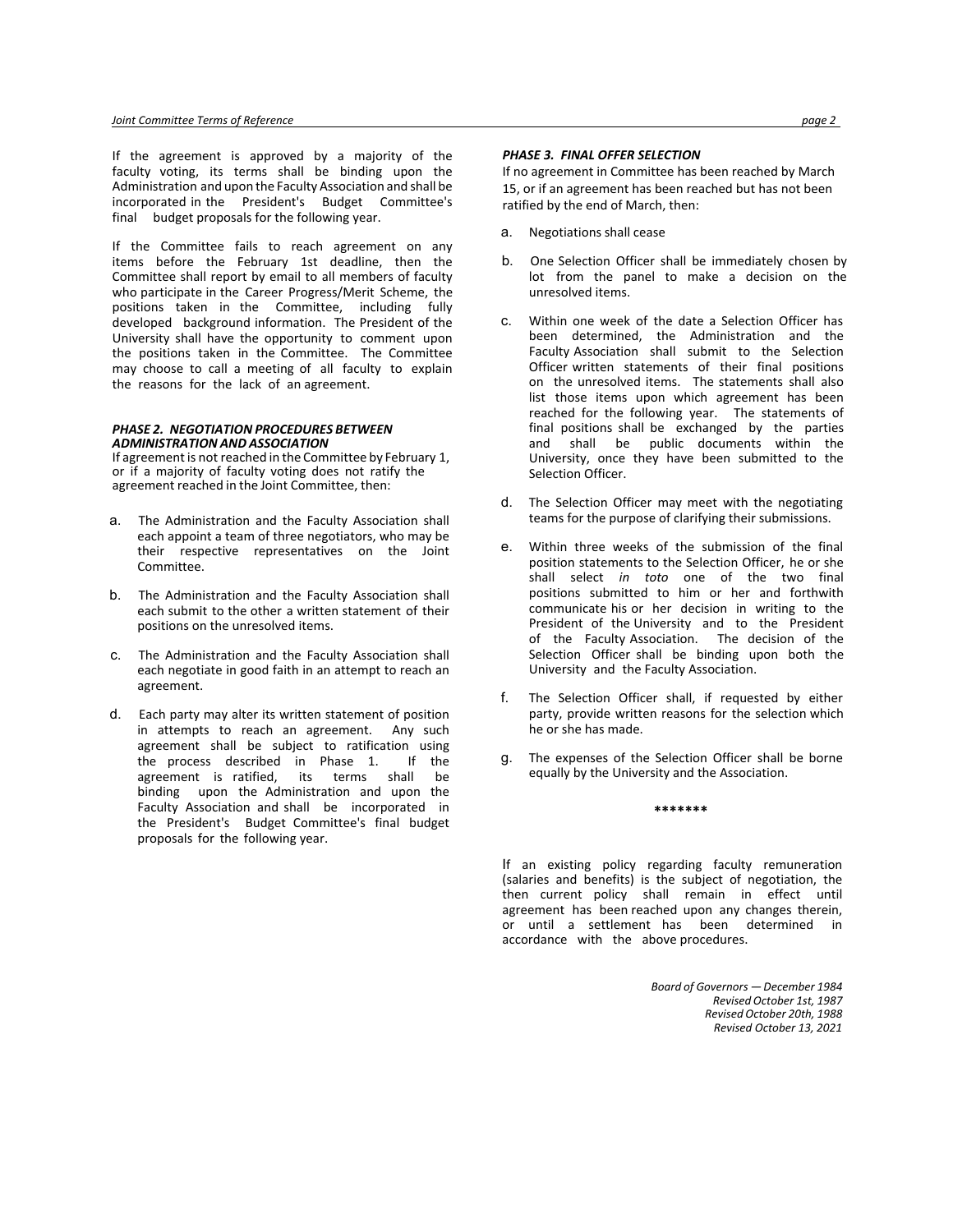If the agreement is approved by a majority of the faculty voting, its terms shall be binding upon the Administration and upon the Faculty Association and shall be incorporated in the President's Budget Committee's final budget proposals for the following year.

If the Committee fails to reach agreement on any items before the February 1st deadline, then the Committee shall report by email to all members of faculty who participate in the Career Progress/Merit Scheme, the positions taken in the Committee, including fully developed background information. The President of the University shall have the opportunity to comment upon the positions taken in the Committee. The Committee may choose to call a meeting of all faculty to explain the reasons for the lack of an agreement.

### *PHASE 2. NEGOTIATION PROCEDURES BETWEEN ADMINISTRATION AND ASSOCIATION*

If agreement is not reached in the Committee by February 1, or if a majority of faculty voting does not ratify the agreement reached in the Joint Committee, then:

a. The Administration and the Faculty Association shall each appoint a team of three negotiators, who may be their respective representatives on the Joint Committee.

b. The Administration and the Faculty Association shall each submit to the other a written statement of their positions on the unresolved items.

c. The Administration and the Faculty Association shall each negotiate in good faith in an attempt to reach an agreement.

d. Each party may alter its written statement of position in attempts to reach an agreement. Any such agreement shall be subject to ratification using the process described in Phase 1. If the agreement is ratified, its terms shall be binding upon the Administration and upon the Faculty Association and shall be incorporated in the President's Budget Committee's final budget proposals for the following year.

### *PHASE 3. FINAL OFFER SELECTION*

If no agreement in Committee has been reached by March 15, or if an agreement has been reached but has not been ratified by the end of March, then:

a. Negotiations shall cease

b. One Selection Officer shall be immediately chosen by lot from the panel to make a decision on the unresolved items.

c. Within one week of the date a Selection Officer has been determined, the Administration and the Faculty Association shall submit to the Selection Officer written statements of their final positions on the unresolved items. The statements shall also list those items upon which agreement has been reached for the following year. The statements of final positions shall be exchanged by the parties and shall be public documents within the University, once they have been submitted to the Selection Officer.

d. The Selection Officer may meet with the negotiating teams for the purpose of clarifying their submissions.

e. Within three weeks of the submission of the final position statements to the Selection Officer, he or she shall select *in toto* one of the two final positions submitted to him or her and forthwith communicate his or her decision in writing to the President of the University and to the President of the Faculty Association. The decision of the Selection Officer shall be binding upon both the University and the Faculty Association.

f. The Selection Officer shall, if requested by either party, provide written reasons for the selection which he or she has made.

g. The expenses of the Selection Officer shall be borne equally by the University and the Association.

*******

If an existing policy regarding faculty remuneration (salaries and benefits) is the subject of negotiation, the then current policy shall remain in effect until agreement has been reached upon any changes therein, or until a settlement has been determined in accordance with the above procedures.

*Board of Governors — December 1984*
*Revised October 1st, 1987*
*Revised October 20th, 1988*
*Revised October 13, 2021*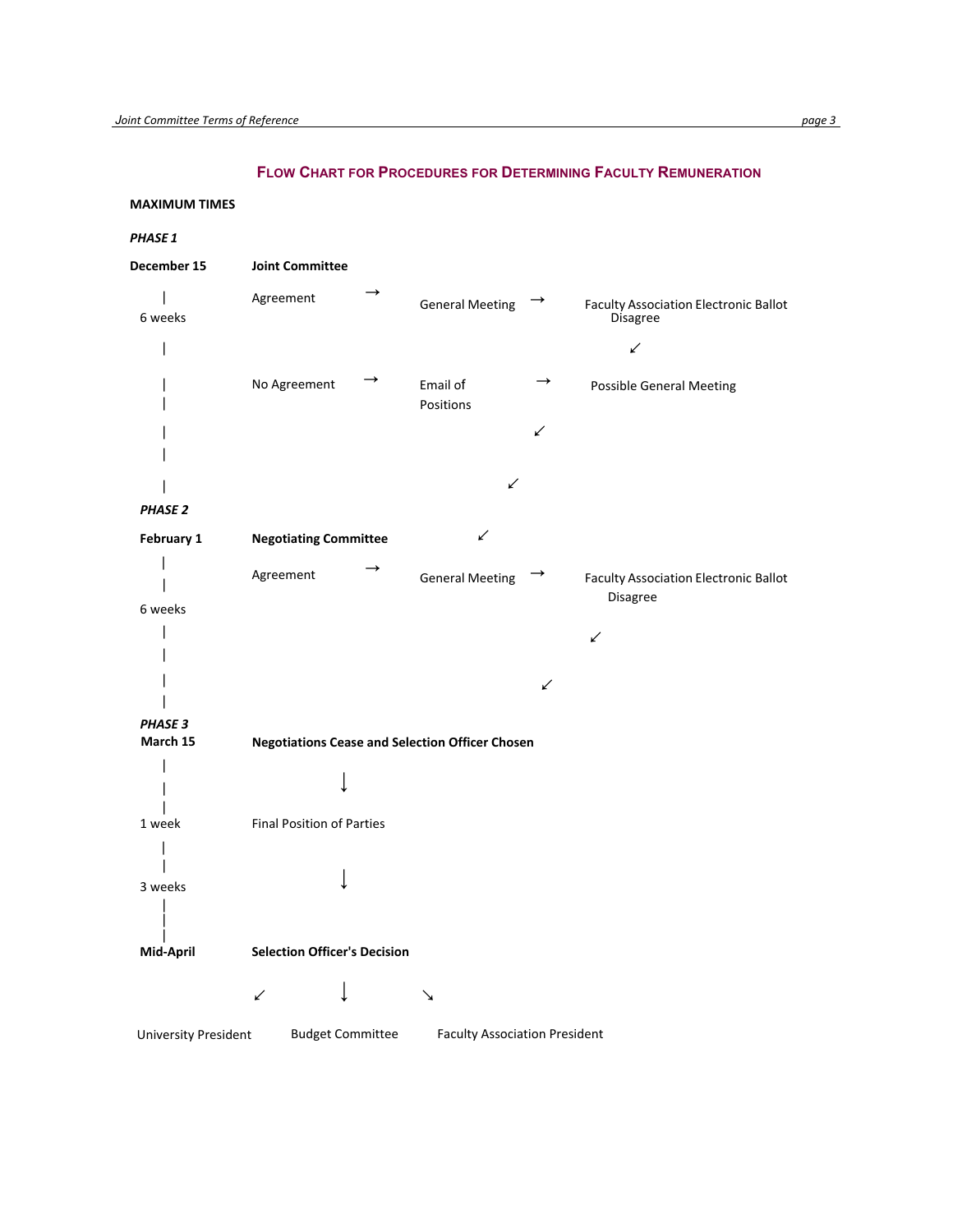## Flow Chart for Procedures for Determining Faculty Remuneration

**MAXIMUM TIMES**

***PHASE 1***

**December 15** **Joint Committee**

| 6 weeks |

Agreement → General Meeting → Faculty Association Electronic Ballot Disagree ↙

No Agreement → Email of Positions → Possible General Meeting

↙

↙

***PHASE 2***

**February 1** **Negotiating Committee** ↙

| 6 weeks |

Agreement → General Meeting → Faculty Association Electronic Ballot Disagree

↙

↙

***PHASE 3***

**March 15** **Negotiations Cease and Selection Officer Chosen**

↓

1 week — Final Position of Parties

↓

3 weeks

**Mid-April** **Selection Officer's Decision**

↙ ↓ ↘

University President — Budget Committee — Faculty Association President